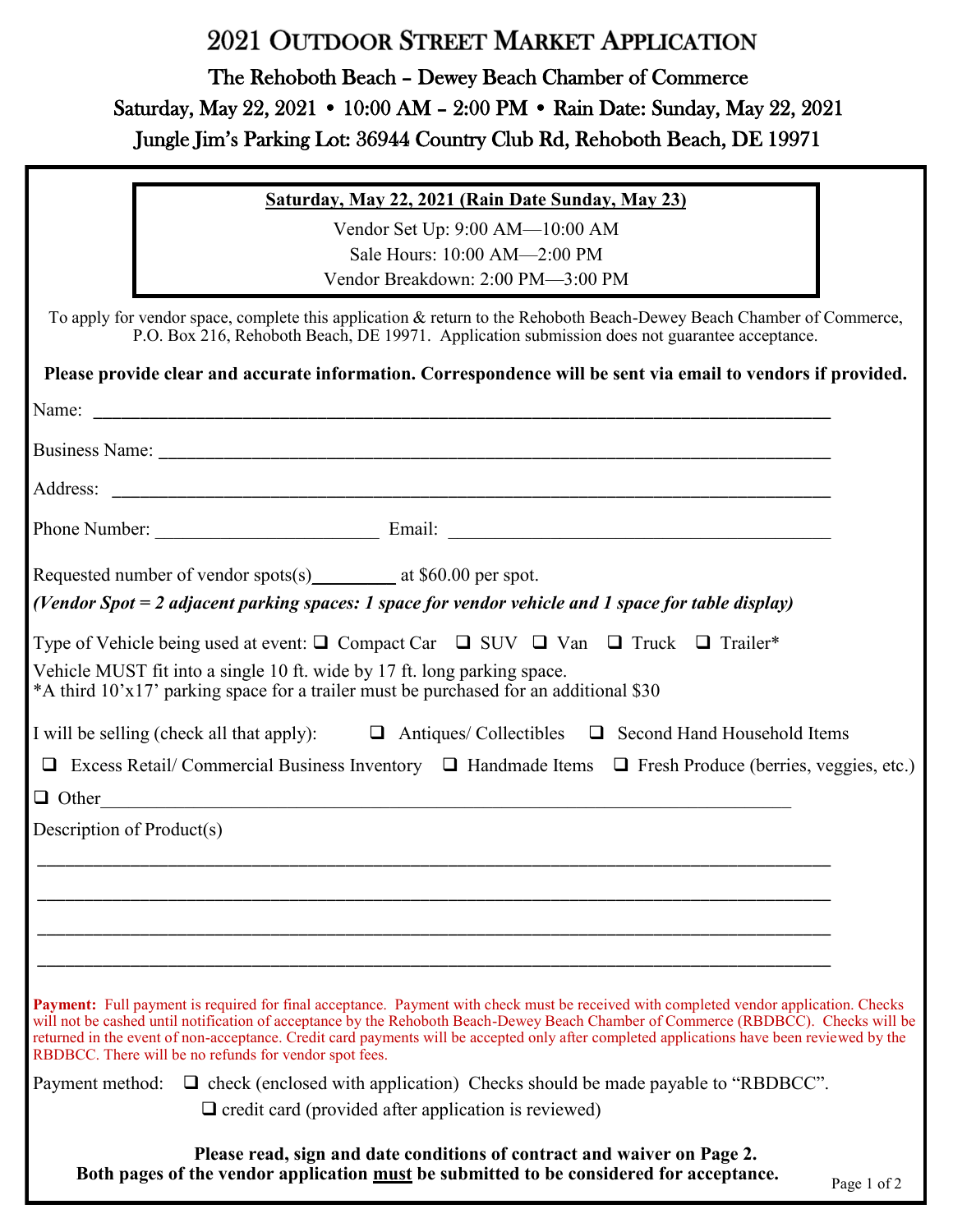# 2021 Outdoor Street Market Application

## The Rehoboth Beach – Dewey Beach Chamber of Commerce

## Saturday, May 22, 2021 • 10:00 AM – 2:00 PM • Rain Date: Sunday, May 22, 2021

## Jungle Jim's Parking Lot: 36944 Country Club Rd, Rehoboth Beach, DE 19971

**Saturday, May 22, 2021 (Rain Date Sunday, May 23)**

Vendor Set Up: 9:00 AM—10:00 AM

Sale Hours: 10:00 AM—2:00 PM

Vendor Breakdown: 2:00 PM—3:00 PM

To apply for vendor space, complete this application & return to the Rehoboth Beach-Dewey Beach Chamber of Commerce, P.O. Box 216, Rehoboth Beach, DE 19971. Application submission does not guarantee acceptance.

**Please provide clear and accurate information. Correspondence will be sent via email to vendors if provided.**

Name: ______________________________________________________________________________

Business Name: _______________________________________________________________________

Address: ____________________________________________________________________________

Phone Number: ________________________ Email: _________________________________________

Requested number of vendor spots(s)_________ at $60.00 per spot.

*(Vendor Spot = 2 adjacent parking spaces: 1 space for vendor vehicle and 1 space for table display)*

Type of Vehicle being used at event: ❑ Compact Car ❑ SUV ❑ Van ❑ Truck ❑ Trailer*

Vehicle MUST fit into a single 10 ft. wide by 17 ft. long parking space.
*A third 10'x17' parking space for a trailer must be purchased for an additional $30

I will be selling (check all that apply): ❑ Antiques/ Collectibles ❑ Second Hand Household Items

❑ Excess Retail/ Commercial Business Inventory ❑ Handmade Items ❑ Fresh Produce (berries, veggies, etc.)

❑ Other___________________________________________________________________________

Description of Product(s)

______________________________________________________________________________________

______________________________________________________________________________________

______________________________________________________________________________________

______________________________________________________________________________________

**Payment:** Full payment is required for final acceptance. Payment with check must be received with completed vendor application. Checks will not be cashed until notification of acceptance by the Rehoboth Beach-Dewey Beach Chamber of Commerce (RBDBCC). Checks will be returned in the event of non-acceptance. Credit card payments will be accepted only after completed applications have been reviewed by the RBDBCC. There will be no refunds for vendor spot fees.

Payment method: ❑ check (enclosed with application) Checks should be made payable to "RBDBCC".

❑ credit card (provided after application is reviewed)

**Please read, sign and date conditions of contract and waiver on Page 2.**
**Both pages of the vendor application <u>must</u> be submitted to be considered for acceptance.**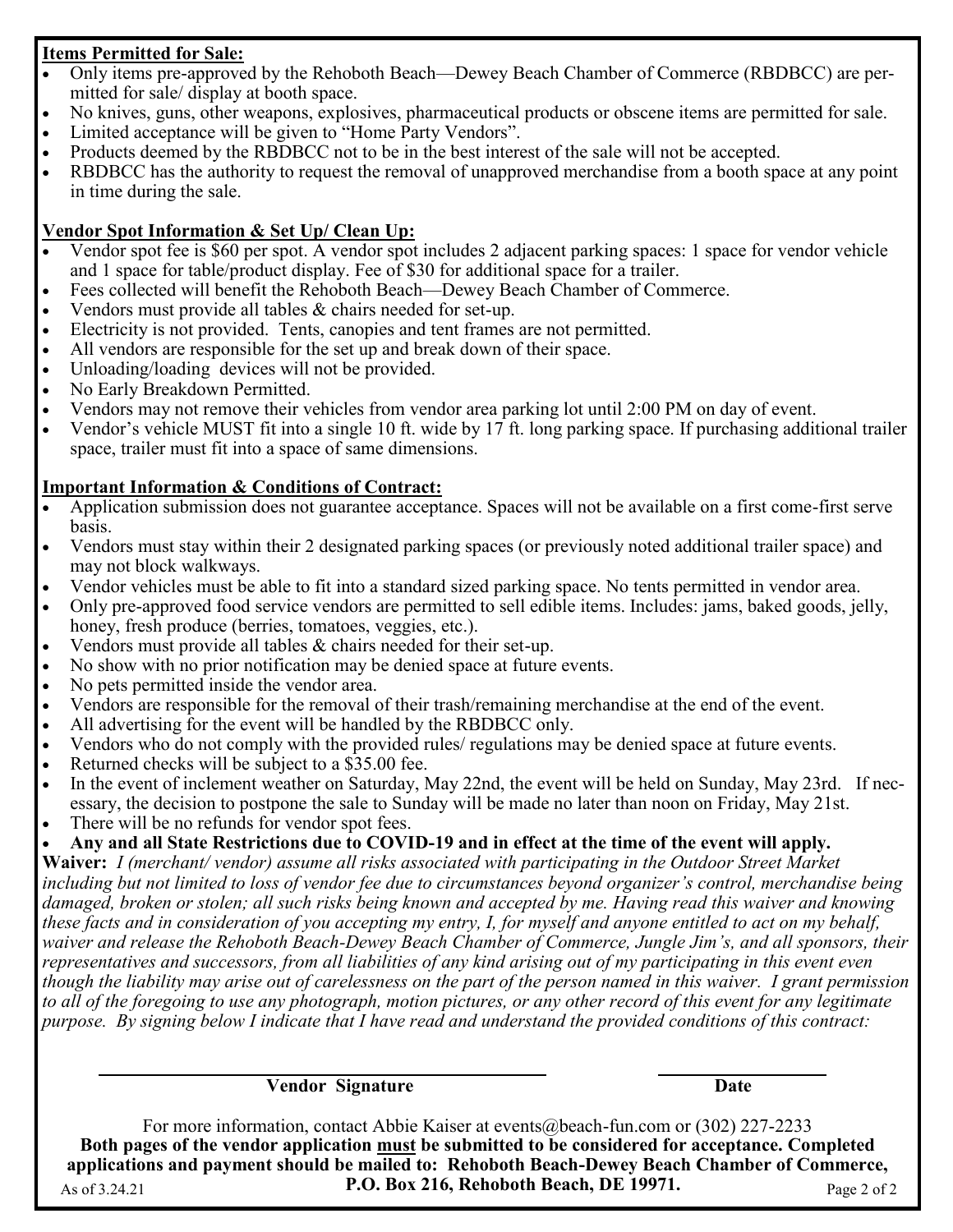**Items Permitted for Sale:**

- Only items pre-approved by the Rehoboth Beach—Dewey Beach Chamber of Commerce (RBDBCC) are permitted for sale/ display at booth space.
- No knives, guns, other weapons, explosives, pharmaceutical products or obscene items are permitted for sale.
- Limited acceptance will be given to "Home Party Vendors".
- Products deemed by the RBDBCC not to be in the best interest of the sale will not be accepted.
- RBDBCC has the authority to request the removal of unapproved merchandise from a booth space at any point in time during the sale.

**Vendor Spot Information & Set Up/ Clean Up:**

- Vendor spot fee is $60 per spot. A vendor spot includes 2 adjacent parking spaces: 1 space for vendor vehicle and 1 space for table/product display. Fee of $30 for additional space for a trailer.
- Fees collected will benefit the Rehoboth Beach—Dewey Beach Chamber of Commerce.
- Vendors must provide all tables & chairs needed for set-up.
- Electricity is not provided. Tents, canopies and tent frames are not permitted.
- All vendors are responsible for the set up and break down of their space.
- Unloading/loading devices will not be provided.
- No Early Breakdown Permitted.
- Vendors may not remove their vehicles from vendor area parking lot until 2:00 PM on day of event.
- Vendor's vehicle MUST fit into a single 10 ft. wide by 17 ft. long parking space. If purchasing additional trailer space, trailer must fit into a space of same dimensions.

**Important Information & Conditions of Contract:**

- Application submission does not guarantee acceptance. Spaces will not be available on a first come-first serve basis.
- Vendors must stay within their 2 designated parking spaces (or previously noted additional trailer space) and may not block walkways.
- Vendor vehicles must be able to fit into a standard sized parking space. No tents permitted in vendor area.
- Only pre-approved food service vendors are permitted to sell edible items. Includes: jams, baked goods, jelly, honey, fresh produce (berries, tomatoes, veggies, etc.).
- Vendors must provide all tables & chairs needed for their set-up.
- No show with no prior notification may be denied space at future events.
- No pets permitted inside the vendor area.
- Vendors are responsible for the removal of their trash/remaining merchandise at the end of the event.
- All advertising for the event will be handled by the RBDBCC only.
- Vendors who do not comply with the provided rules/ regulations may be denied space at future events.
- Returned checks will be subject to a $35.00 fee.
- In the event of inclement weather on Saturday, May 22nd, the event will be held on Sunday, May 23rd. If necessary, the decision to postpone the sale to Sunday will be made no later than noon on Friday, May 21st.
- There will be no refunds for vendor spot fees.
- **Any and all State Restrictions due to COVID-19 and in effect at the time of the event will apply.**

**Waiver:** *I (merchant/ vendor) assume all risks associated with participating in the Outdoor Street Market including but not limited to loss of vendor fee due to circumstances beyond organizer's control, merchandise being damaged, broken or stolen; all such risks being known and accepted by me. Having read this waiver and knowing these facts and in consideration of you accepting my entry, I, for myself and anyone entitled to act on my behalf, waiver and release the Rehoboth Beach-Dewey Beach Chamber of Commerce, Jungle Jim's, and all sponsors, their representatives and successors, from all liabilities of any kind arising out of my participating in this event even though the liability may arise out of carelessness on the part of the person named in this waiver. I grant permission to all of the foregoing to use any photograph, motion pictures, or any other record of this event for any legitimate purpose. By signing below I indicate that I have read and understand the provided conditions of this contract:*

\_\_\_\_\_\_\_\_\_\_\_\_\_\_\_\_\_\_\_\_\_\_\_\_\_\_\_\_\_\_\_\_\_\_\_\_ \_\_\_\_\_\_\_\_\_\_\_\_\_\_\_\_

**Vendor Signature** **Date**

For more information, contact Abbie Kaiser at events@beach-fun.com or (302) 227-2233

**Both pages of the vendor application <u>must</u> be submitted to be considered for acceptance. Completed applications and payment should be mailed to: Rehoboth Beach-Dewey Beach Chamber of Commerce, P.O. Box 216, Rehoboth Beach, DE 19971.**

As of 3.24.21